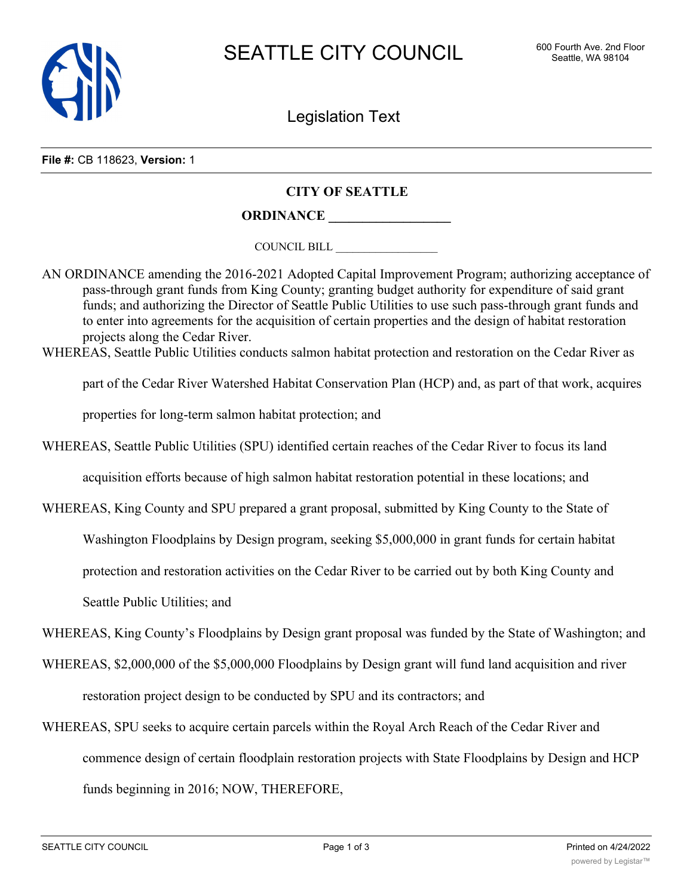# SEATTLE CITY COUNCIL

600 Fourth Ave. 2nd Floor
Seattle, WA 98104

## Legislation Text

**File #:** CB 118623, **Version:** 1

**CITY OF SEATTLE**

**ORDINANCE __________________**

COUNCIL BILL __________________

AN ORDINANCE amending the 2016-2021 Adopted Capital Improvement Program; authorizing acceptance of pass-through grant funds from King County; granting budget authority for expenditure of said grant funds; and authorizing the Director of Seattle Public Utilities to use such pass-through grant funds and to enter into agreements for the acquisition of certain properties and the design of habitat restoration projects along the Cedar River.

WHEREAS, Seattle Public Utilities conducts salmon habitat protection and restoration on the Cedar River as part of the Cedar River Watershed Habitat Conservation Plan (HCP) and, as part of that work, acquires properties for long-term salmon habitat protection; and

WHEREAS, Seattle Public Utilities (SPU) identified certain reaches of the Cedar River to focus its land acquisition efforts because of high salmon habitat restoration potential in these locations; and

WHEREAS, King County and SPU prepared a grant proposal, submitted by King County to the State of Washington Floodplains by Design program, seeking $5,000,000 in grant funds for certain habitat protection and restoration activities on the Cedar River to be carried out by both King County and Seattle Public Utilities; and

WHEREAS, King County's Floodplains by Design grant proposal was funded by the State of Washington; and

WHEREAS, $2,000,000 of the $5,000,000 Floodplains by Design grant will fund land acquisition and river restoration project design to be conducted by SPU and its contractors; and

WHEREAS, SPU seeks to acquire certain parcels within the Royal Arch Reach of the Cedar River and commence design of certain floodplain restoration projects with State Floodplains by Design and HCP funds beginning in 2016; NOW, THEREFORE,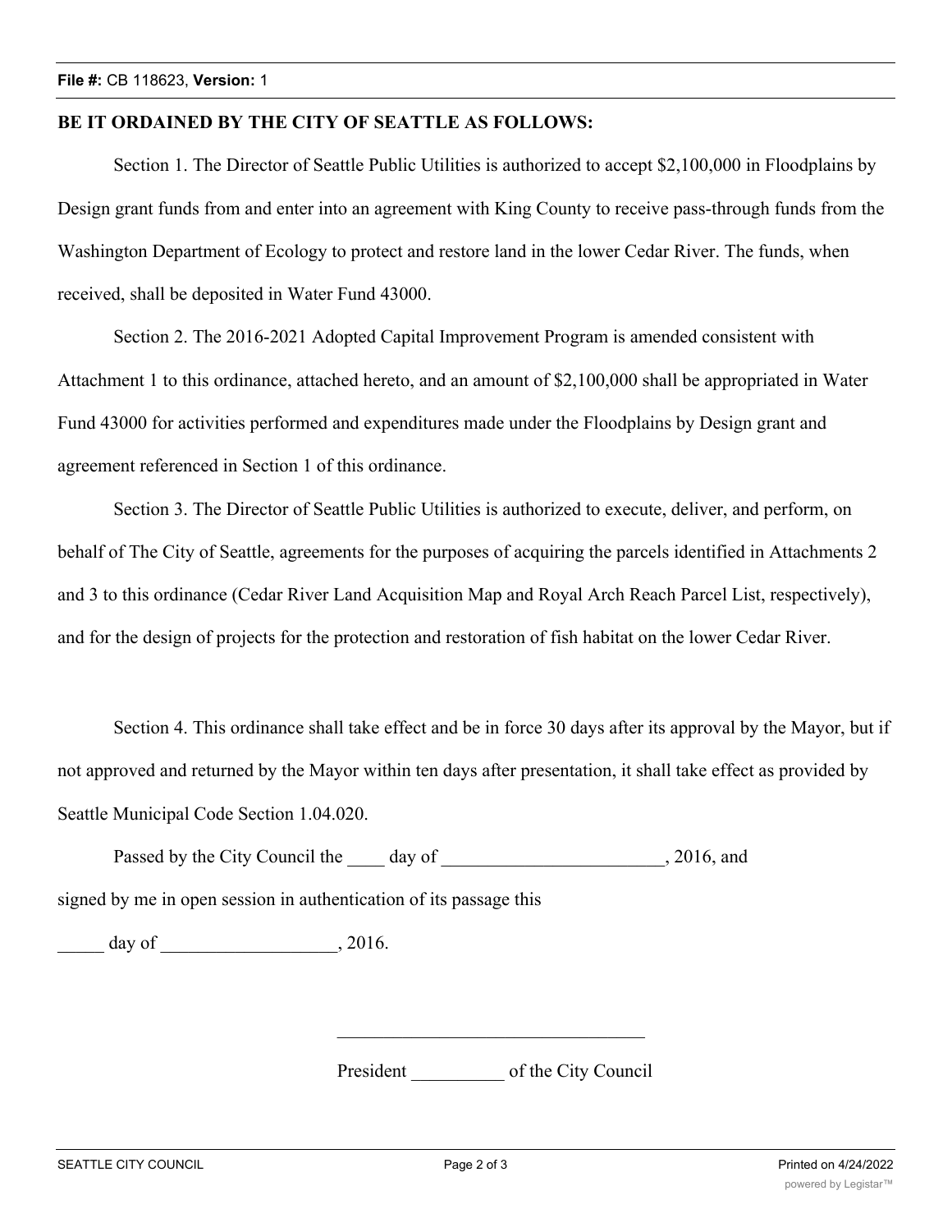**BE IT ORDAINED BY THE CITY OF SEATTLE AS FOLLOWS:**

Section 1. The Director of Seattle Public Utilities is authorized to accept $2,100,000 in Floodplains by Design grant funds from and enter into an agreement with King County to receive pass-through funds from the Washington Department of Ecology to protect and restore land in the lower Cedar River. The funds, when received, shall be deposited in Water Fund 43000.

Section 2. The 2016-2021 Adopted Capital Improvement Program is amended consistent with Attachment 1 to this ordinance, attached hereto, and an amount of $2,100,000 shall be appropriated in Water Fund 43000 for activities performed and expenditures made under the Floodplains by Design grant and agreement referenced in Section 1 of this ordinance.

Section 3. The Director of Seattle Public Utilities is authorized to execute, deliver, and perform, on behalf of The City of Seattle, agreements for the purposes of acquiring the parcels identified in Attachments 2 and 3 to this ordinance (Cedar River Land Acquisition Map and Royal Arch Reach Parcel List, respectively), and for the design of projects for the protection and restoration of fish habitat on the lower Cedar River.

Section 4. This ordinance shall take effect and be in force 30 days after its approval by the Mayor, but if not approved and returned by the Mayor within ten days after presentation, it shall take effect as provided by Seattle Municipal Code Section 1.04.020.

Passed by the City Council the ____ day of ________________________, 2016, and signed by me in open session in authentication of its passage this

_____ day of ___________________, 2016.

_________________________________

President __________ of the City Council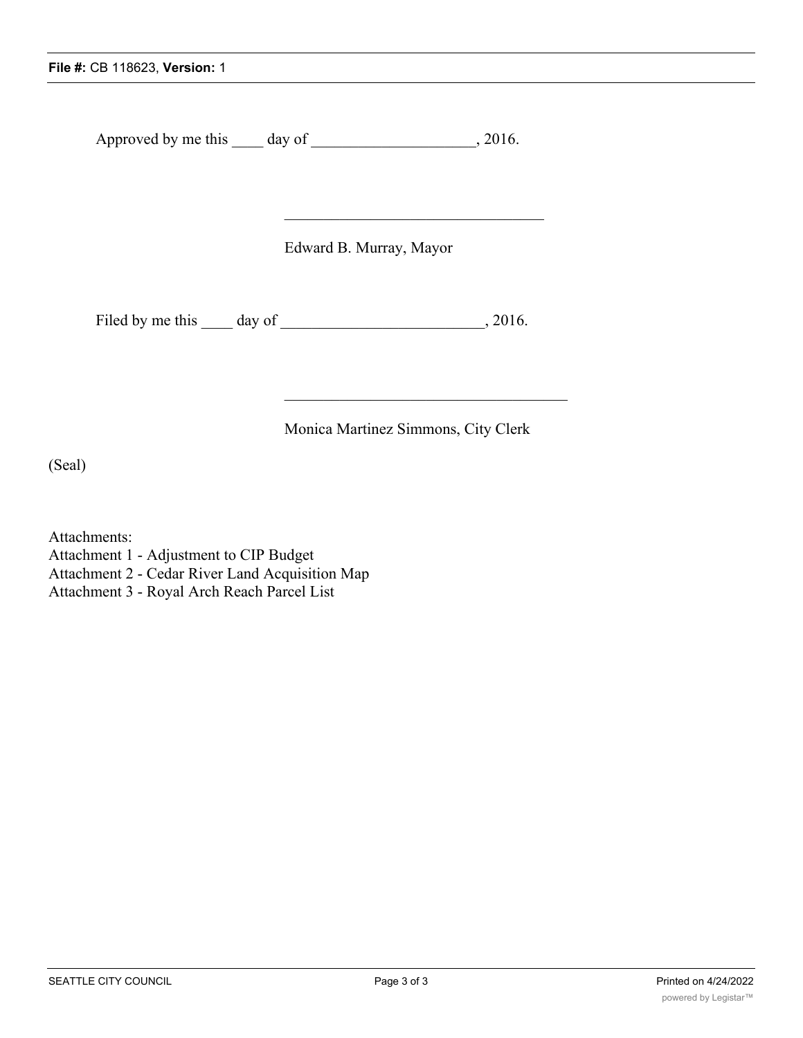Approved by me this ____ day of ____________________, 2016.

_________________________________

Edward B. Murray, Mayor

Filed by me this ____ day of _________________________, 2016.

____________________________________

Monica Martinez Simmons, City Clerk

(Seal)

Attachments:
Attachment 1 - Adjustment to CIP Budget
Attachment 2 - Cedar River Land Acquisition Map
Attachment 3 - Royal Arch Reach Parcel List